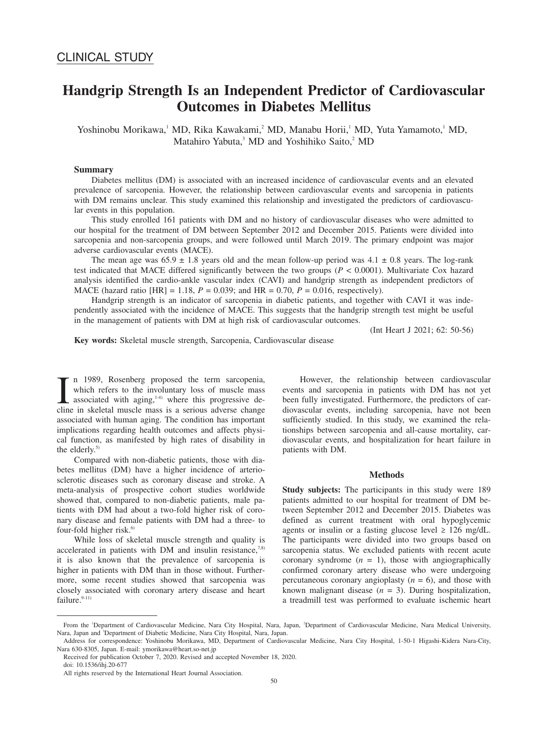CLINICAL STUDY

# Handgrip Strength Is an Independent Predictor of Cardiovascular Outcomes in Diabetes Mellitus

Yoshinobu Morikawa,[1] MD, Rika Kawakami,[2] MD, Manabu Horii,[1] MD, Yuta Yamamoto,[1] MD, Matahiro Yabuta,[3] MD and Yoshihiko Saito,[2] MD

## Summary

Diabetes mellitus (DM) is associated with an increased incidence of cardiovascular events and an elevated prevalence of sarcopenia. However, the relationship between cardiovascular events and sarcopenia in patients with DM remains unclear. This study examined this relationship and investigated the predictors of cardiovascular events in this population.

This study enrolled 161 patients with DM and no history of cardiovascular diseases who were admitted to our hospital for the treatment of DM between September 2012 and December 2015. Patients were divided into sarcopenia and non-sarcopenia groups, and were followed until March 2019. The primary endpoint was major adverse cardiovascular events (MACE).

The mean age was 65.9 ± 1.8 years old and the mean follow-up period was 4.1 ± 0.8 years. The log-rank test indicated that MACE differed significantly between the two groups ($P < 0.0001$). Multivariate Cox hazard analysis identified the cardio-ankle vascular index (CAVI) and handgrip strength as independent predictors of MACE (hazard ratio [HR] = 1.18, $P = 0.039$; and HR = 0.70, $P = 0.016$, respectively).

Handgrip strength is an indicator of sarcopenia in diabetic patients, and together with CAVI it was independently associated with the incidence of MACE. This suggests that the handgrip strength test might be useful in the management of patients with DM at high risk of cardiovascular outcomes.

(Int Heart J 2021; 62: 50-56)

**Key words:** Skeletal muscle strength, Sarcopenia, Cardiovascular disease

In 1989, Rosenberg proposed the term sarcopenia, which refers to the involuntary loss of muscle mass associated with aging,[1-4] where this progressive decline in skeletal muscle mass is a serious adverse change associated with human aging. The condition has important implications regarding health outcomes and affects physical function, as manifested by high rates of disability in the elderly.[5]

Compared with non-diabetic patients, those with diabetes mellitus (DM) have a higher incidence of arteriosclerotic diseases such as coronary disease and stroke. A meta-analysis of prospective cohort studies worldwide showed that, compared to non-diabetic patients, male patients with DM had about a two-fold higher risk of coronary disease and female patients with DM had a three- to four-fold higher risk.[6]

While loss of skeletal muscle strength and quality is accelerated in patients with DM and insulin resistance,[7,8] it is also known that the prevalence of sarcopenia is higher in patients with DM than in those without. Furthermore, some recent studies showed that sarcopenia was closely associated with coronary artery disease and heart failure.[9-11]

However, the relationship between cardiovascular events and sarcopenia in patients with DM has not yet been fully investigated. Furthermore, the predictors of cardiovascular events, including sarcopenia, have not been sufficiently studied. In this study, we examined the relationships between sarcopenia and all-cause mortality, cardiovascular events, and hospitalization for heart failure in patients with DM.

## Methods

**Study subjects:** The participants in this study were 189 patients admitted to our hospital for treatment of DM between September 2012 and December 2015. Diabetes was defined as current treatment with oral hypoglycemic agents or insulin or a fasting glucose level ≥ 126 mg/dL. The participants were divided into two groups based on sarcopenia status. We excluded patients with recent acute coronary syndrome ($n = 1$), those with angiographically confirmed coronary artery disease who were undergoing percutaneous coronary angioplasty ($n = 6$), and those with known malignant disease ($n = 3$). During hospitalization, a treadmill test was performed to evaluate ischemic heart

From the [1]Department of Cardiovascular Medicine, Nara City Hospital, Nara, Japan, [2]Department of Cardiovascular Medicine, Nara Medical University, Nara, Japan and [3]Department of Diabetic Medicine, Nara City Hospital, Nara, Japan.

Address for correspondence: Yoshinobu Morikawa, MD, Department of Cardiovascular Medicine, Nara City Hospital, 1-50-1 Higashi-Kidera Nara-City, Nara 630-8305, Japan. E-mail: ymorikawa@heart.so-net.jp

Received for publication October 7, 2020. Revised and accepted November 18, 2020.

doi: 10.1536/ihj.20-677

All rights reserved by the International Heart Journal Association.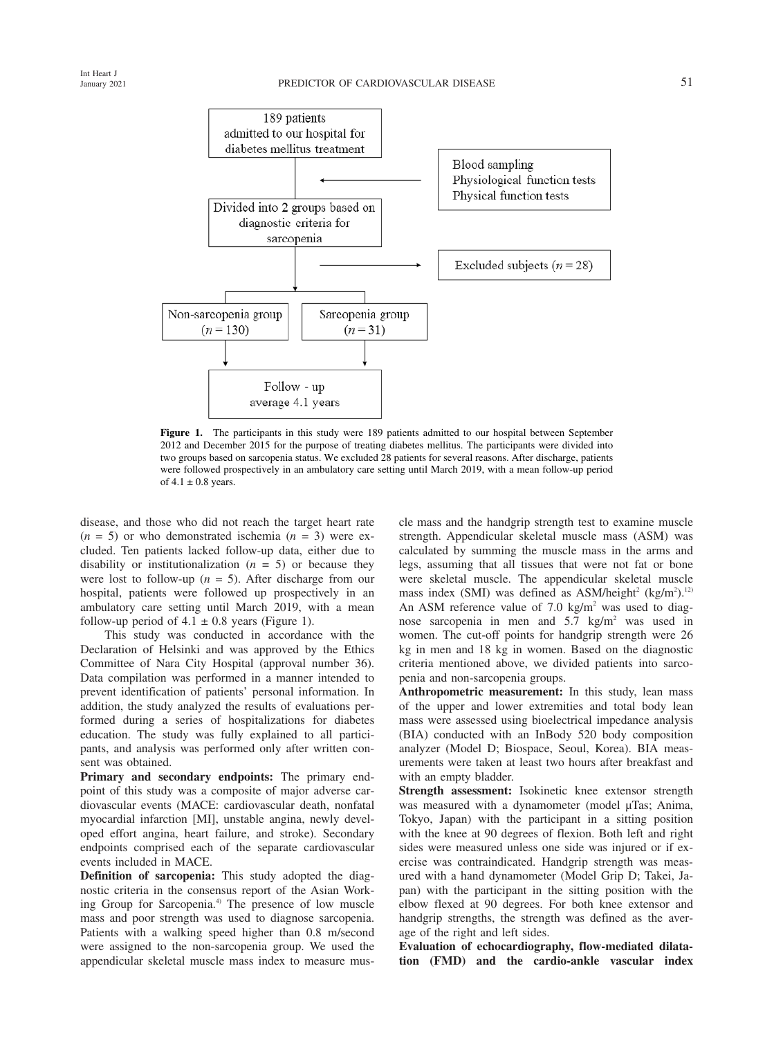189 patients admitted to our hospital for diabetes mellitus treatment

Blood sampling
Physiological function tests
Physical function tests

Divided into 2 groups based on diagnostic criteria for sarcopenia

Excluded subjects ($n$ = 28)

Non-sarcopenia group ($n$ = 130)

Sarcopenia group ($n$ = 31)

Follow - up average 4.1 years

**Figure 1.** The participants in this study were 189 patients admitted to our hospital between September 2012 and December 2015 for the purpose of treating diabetes mellitus. The participants were divided into two groups based on sarcopenia status. We excluded 28 patients for several reasons. After discharge, patients were followed prospectively in an ambulatory care setting until March 2019, with a mean follow-up period of 4.1 ± 0.8 years.

disease, and those who did not reach the target heart rate ($n$ = 5) or who demonstrated ischemia ($n$ = 3) were excluded. Ten patients lacked follow-up data, either due to disability or institutionalization ($n$ = 5) or because they were lost to follow-up ($n$ = 5). After discharge from our hospital, patients were followed up prospectively in an ambulatory care setting until March 2019, with a mean follow-up period of 4.1 ± 0.8 years (Figure 1).

This study was conducted in accordance with the Declaration of Helsinki and was approved by the Ethics Committee of Nara City Hospital (approval number 36). Data compilation was performed in a manner intended to prevent identification of patients' personal information. In addition, the study analyzed the results of evaluations performed during a series of hospitalizations for diabetes education. The study was fully explained to all participants, and analysis was performed only after written consent was obtained.

**Primary and secondary endpoints:** The primary endpoint of this study was a composite of major adverse cardiovascular events (MACE: cardiovascular death, nonfatal myocardial infarction [MI], unstable angina, newly developed effort angina, heart failure, and stroke). Secondary endpoints comprised each of the separate cardiovascular events included in MACE.

**Definition of sarcopenia:** This study adopted the diagnostic criteria in the consensus report of the Asian Working Group for Sarcopenia.[4] The presence of low muscle mass and poor strength was used to diagnose sarcopenia. Patients with a walking speed higher than 0.8 m/second were assigned to the non-sarcopenia group. We used the appendicular skeletal muscle mass index to measure muscle mass and the handgrip strength test to examine muscle strength. Appendicular skeletal muscle mass (ASM) was calculated by summing the muscle mass in the arms and legs, assuming that all tissues that were not fat or bone were skeletal muscle. The appendicular skeletal muscle mass index (SMI) was defined as ASM/height$^2$ (kg/m$^2$).[12] An ASM reference value of 7.0 kg/m$^2$ was used to diagnose sarcopenia in men and 5.7 kg/m$^2$ was used in women. The cut-off points for handgrip strength were 26 kg in men and 18 kg in women. Based on the diagnostic criteria mentioned above, we divided patients into sarcopenia and non-sarcopenia groups.

**Anthropometric measurement:** In this study, lean mass of the upper and lower extremities and total body lean mass were assessed using bioelectrical impedance analysis (BIA) conducted with an InBody 520 body composition analyzer (Model D; Biospace, Seoul, Korea). BIA measurements were taken at least two hours after breakfast and with an empty bladder.

**Strength assessment:** Isokinetic knee extensor strength was measured with a dynamometer (model μTas; Anima, Tokyo, Japan) with the participant in a sitting position with the knee at 90 degrees of flexion. Both left and right sides were measured unless one side was injured or if exercise was contraindicated. Handgrip strength was measured with a hand dynamometer (Model Grip D; Takei, Japan) with the participant in the sitting position with the elbow flexed at 90 degrees. For both knee extensor and handgrip strengths, the strength was defined as the average of the right and left sides.

**Evaluation of echocardiography, flow-mediated dilatation (FMD) and the cardio-ankle vascular index**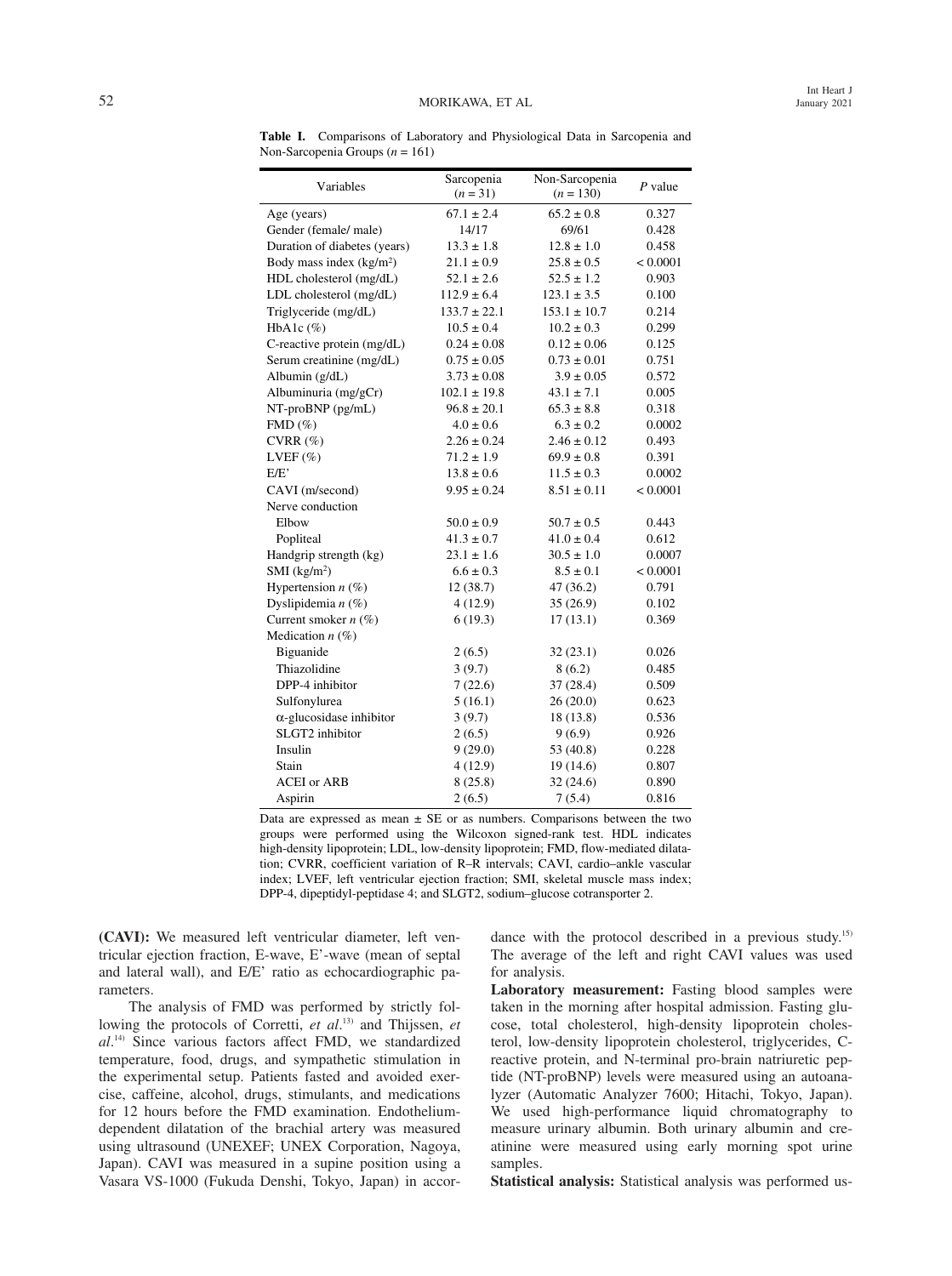**Table I.** Comparisons of Laboratory and Physiological Data in Sarcopenia and Non-Sarcopenia Groups ($n$ = 161)

| Variables | Sarcopenia ($n$ = 31) | Non-Sarcopenia ($n$ = 130) | $P$ value |
|---|---|---|---|
| Age (years) | 67.1 ± 2.4 | 65.2 ± 0.8 | 0.327 |
| Gender (female/ male) | 14/17 | 69/61 | 0.428 |
| Duration of diabetes (years) | 13.3 ± 1.8 | 12.8 ± 1.0 | 0.458 |
| Body mass index (kg/m$^2$) | 21.1 ± 0.9 | 25.8 ± 0.5 | < 0.0001 |
| HDL cholesterol (mg/dL) | 52.1 ± 2.6 | 52.5 ± 1.2 | 0.903 |
| LDL cholesterol (mg/dL) | 112.9 ± 6.4 | 123.1 ± 3.5 | 0.100 |
| Triglyceride (mg/dL) | 133.7 ± 22.1 | 153.1 ± 10.7 | 0.214 |
| HbA1c (%) | 10.5 ± 0.4 | 10.2 ± 0.3 | 0.299 |
| C-reactive protein (mg/dL) | 0.24 ± 0.08 | 0.12 ± 0.06 | 0.125 |
| Serum creatinine (mg/dL) | 0.75 ± 0.05 | 0.73 ± 0.01 | 0.751 |
| Albumin (g/dL) | 3.73 ± 0.08 | 3.9 ± 0.05 | 0.572 |
| Albuminuria (mg/gCr) | 102.1 ± 19.8 | 43.1 ± 7.1 | 0.005 |
| NT-proBNP (pg/mL) | 96.8 ± 20.1 | 65.3 ± 8.8 | 0.318 |
| FMD (%) | 4.0 ± 0.6 | 6.3 ± 0.2 | 0.0002 |
| CVRR (%) | 2.26 ± 0.24 | 2.46 ± 0.12 | 0.493 |
| LVEF (%) | 71.2 ± 1.9 | 69.9 ± 0.8 | 0.391 |
| E/E' | 13.8 ± 0.6 | 11.5 ± 0.3 | 0.0002 |
| CAVI (m/second) | 9.95 ± 0.24 | 8.51 ± 0.11 | < 0.0001 |
| Nerve conduction | | | |
| Elbow | 50.0 ± 0.9 | 50.7 ± 0.5 | 0.443 |
| Popliteal | 41.3 ± 0.7 | 41.0 ± 0.4 | 0.612 |
| Handgrip strength (kg) | 23.1 ± 1.6 | 30.5 ± 1.0 | 0.0007 |
| SMI (kg/m$^2$) | 6.6 ± 0.3 | 8.5 ± 0.1 | < 0.0001 |
| Hypertension $n$ (%) | 12 (38.7) | 47 (36.2) | 0.791 |
| Dyslipidemia $n$ (%) | 4 (12.9) | 35 (26.9) | 0.102 |
| Current smoker $n$ (%) | 6 (19.3) | 17 (13.1) | 0.369 |
| Medication $n$ (%) | | | |
| Biguanide | 2 (6.5) | 32 (23.1) | 0.026 |
| Thiazolidine | 3 (9.7) | 8 (6.2) | 0.485 |
| DPP-4 inhibitor | 7 (22.6) | 37 (28.4) | 0.509 |
| Sulfonylurea | 5 (16.1) | 26 (20.0) | 0.623 |
| α-glucosidase inhibitor | 3 (9.7) | 18 (13.8) | 0.536 |
| SLGT2 inhibitor | 2 (6.5) | 9 (6.9) | 0.926 |
| Insulin | 9 (29.0) | 53 (40.8) | 0.228 |
| Stain | 4 (12.9) | 19 (14.6) | 0.807 |
| ACEI or ARB | 8 (25.8) | 32 (24.6) | 0.890 |
| Aspirin | 2 (6.5) | 7 (5.4) | 0.816 |

Data are expressed as mean ± SE or as numbers. Comparisons between the two groups were performed using the Wilcoxon signed-rank test. HDL indicates high-density lipoprotein; LDL, low-density lipoprotein; FMD, flow-mediated dilatation; CVRR, coefficient variation of R–R intervals; CAVI, cardio–ankle vascular index; LVEF, left ventricular ejection fraction; SMI, skeletal muscle mass index; DPP-4, dipeptidyl-peptidase 4; and SLGT2, sodium–glucose cotransporter 2.

**(CAVI):** We measured left ventricular diameter, left ventricular ejection fraction, E-wave, E'-wave (mean of septal and lateral wall), and E/E' ratio as echocardiographic parameters.

The analysis of FMD was performed by strictly following the protocols of Corretti, *et al*.[13] and Thijssen, *et al*.[14] Since various factors affect FMD, we standardized temperature, food, drugs, and sympathetic stimulation in the experimental setup. Patients fasted and avoided exercise, caffeine, alcohol, drugs, stimulants, and medications for 12 hours before the FMD examination. Endothelium-dependent dilatation of the brachial artery was measured using ultrasound (UNEXEF; UNEX Corporation, Nagoya, Japan). CAVI was measured in a supine position using a Vasara VS-1000 (Fukuda Denshi, Tokyo, Japan) in accordance with the protocol described in a previous study.[15] The average of the left and right CAVI values was used for analysis.

**Laboratory measurement:** Fasting blood samples were taken in the morning after hospital admission. Fasting glucose, total cholesterol, high-density lipoprotein cholesterol, low-density lipoprotein cholesterol, triglycerides, C-reactive protein, and N-terminal pro-brain natriuretic peptide (NT-proBNP) levels were measured using an autoanalyzer (Automatic Analyzer 7600; Hitachi, Tokyo, Japan). We used high-performance liquid chromatography to measure urinary albumin. Both urinary albumin and creatinine were measured using early morning spot urine samples.

**Statistical analysis:** Statistical analysis was performed us-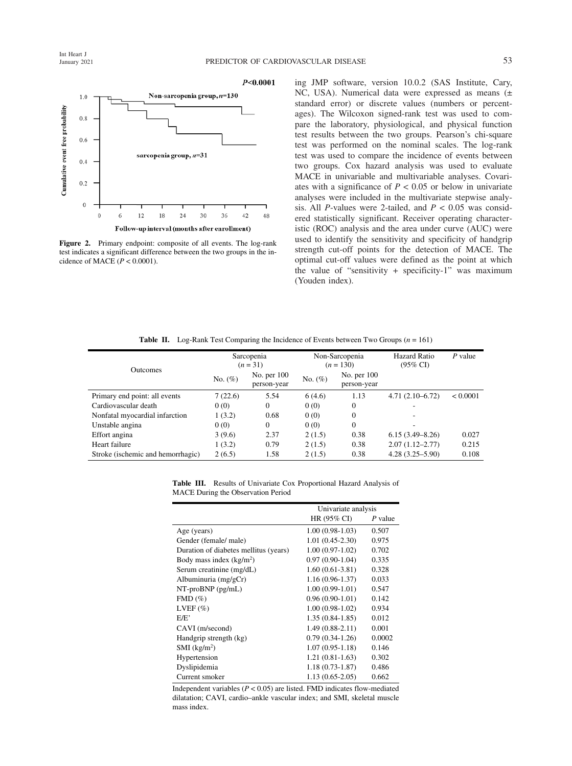Figure 2. Primary endpoint: composite of all events. The log-rank test indicates a significant difference between the two groups in the incidence of MACE ($P < 0.0001$).

ing JMP software, version 10.0.2 (SAS Institute, Cary, NC, USA). Numerical data were expressed as means (± standard error) or discrete values (numbers or percentages). The Wilcoxon signed-rank test was used to compare the laboratory, physiological, and physical function test results between the two groups. Pearson's chi-square test was performed on the nominal scales. The log-rank test was used to compare the incidence of events between two groups. Cox hazard analysis was used to evaluate MACE in univariable and multivariable analyses. Covariates with a significance of $P < 0.05$ or below in univariate analyses were included in the multivariate stepwise analysis. All $P$-values were 2-tailed, and $P < 0.05$ was considered statistically significant. Receiver operating characteristic (ROC) analysis and the area under curve (AUC) were used to identify the sensitivity and specificity of handgrip strength cut-off points for the detection of MACE. The optimal cut-off values were defined as the point at which the value of "sensitivity + specificity-1" was maximum (Youden index).

**Table II.** Log-Rank Test Comparing the Incidence of Events between Two Groups ($n$ = 161)

| Outcomes | Sarcopenia ($n$ = 31) | | Non-Sarcopenia ($n$ = 130) | | Hazard Ratio (95% CI) | $P$ value |
|---|---|---|---|---|---|---|
| | No. (%) | No. per 100 person-year | No. (%) | No. per 100 person-year | | |
| Primary end point: all events | 7 (22.6) | 5.54 | 6 (4.6) | 1.13 | 4.71 (2.10–6.72) | < 0.0001 |
| Cardiovascular death | 0 (0) | 0 | 0 (0) | 0 | - | |
| Nonfatal myocardial infarction | 1 (3.2) | 0.68 | 0 (0) | 0 | - | |
| Unstable angina | 0 (0) | 0 | 0 (0) | 0 | - | |
| Effort angina | 3 (9.6) | 2.37 | 2 (1.5) | 0.38 | 6.15 (3.49–8.26) | 0.027 |
| Heart failure | 1 (3.2) | 0.79 | 2 (1.5) | 0.38 | 2.07 (1.12–2.77) | 0.215 |
| Stroke (ischemic and hemorrhagic) | 2 (6.5) | 1.58 | 2 (1.5) | 0.38 | 4.28 (3.25–5.90) | 0.108 |

**Table III.** Results of Univariate Cox Proportional Hazard Analysis of MACE During the Observation Period

| | Univariate analysis | |
|---|---|---|
| | HR (95% CI) | $P$ value |
| Age (years) | 1.00 (0.98-1.03) | 0.507 |
| Gender (female/ male) | 1.01 (0.45-2.30) | 0.975 |
| Duration of diabetes mellitus (years) | 1.00 (0.97-1.02) | 0.702 |
| Body mass index (kg/m$^2$) | 0.97 (0.90-1.04) | 0.335 |
| Serum creatinine (mg/dL) | 1.60 (0.61-3.81) | 0.328 |
| Albuminuria (mg/gCr) | 1.16 (0.96-1.37) | 0.033 |
| NT-proBNP (pg/mL) | 1.00 (0.99-1.01) | 0.547 |
| FMD (%) | 0.96 (0.90-1.01) | 0.142 |
| LVEF (%) | 1.00 (0.98-1.02) | 0.934 |
| E/E' | 1.35 (0.84-1.85) | 0.012 |
| CAVI (m/second) | 1.49 (0.88-2.11) | 0.001 |
| Handgrip strength (kg) | 0.79 (0.34-1.26) | 0.0002 |
| SMI (kg/m$^2$) | 1.07 (0.95-1.18) | 0.146 |
| Hypertension | 1.21 (0.81-1.63) | 0.302 |
| Dyslipidemia | 1.18 (0.73-1.87) | 0.486 |
| Current smoker | 1.13 (0.65-2.05) | 0.662 |

Independent variables ($P < 0.05$) are listed. FMD indicates flow-mediated dilatation; CAVI, cardio–ankle vascular index; and SMI, skeletal muscle mass index.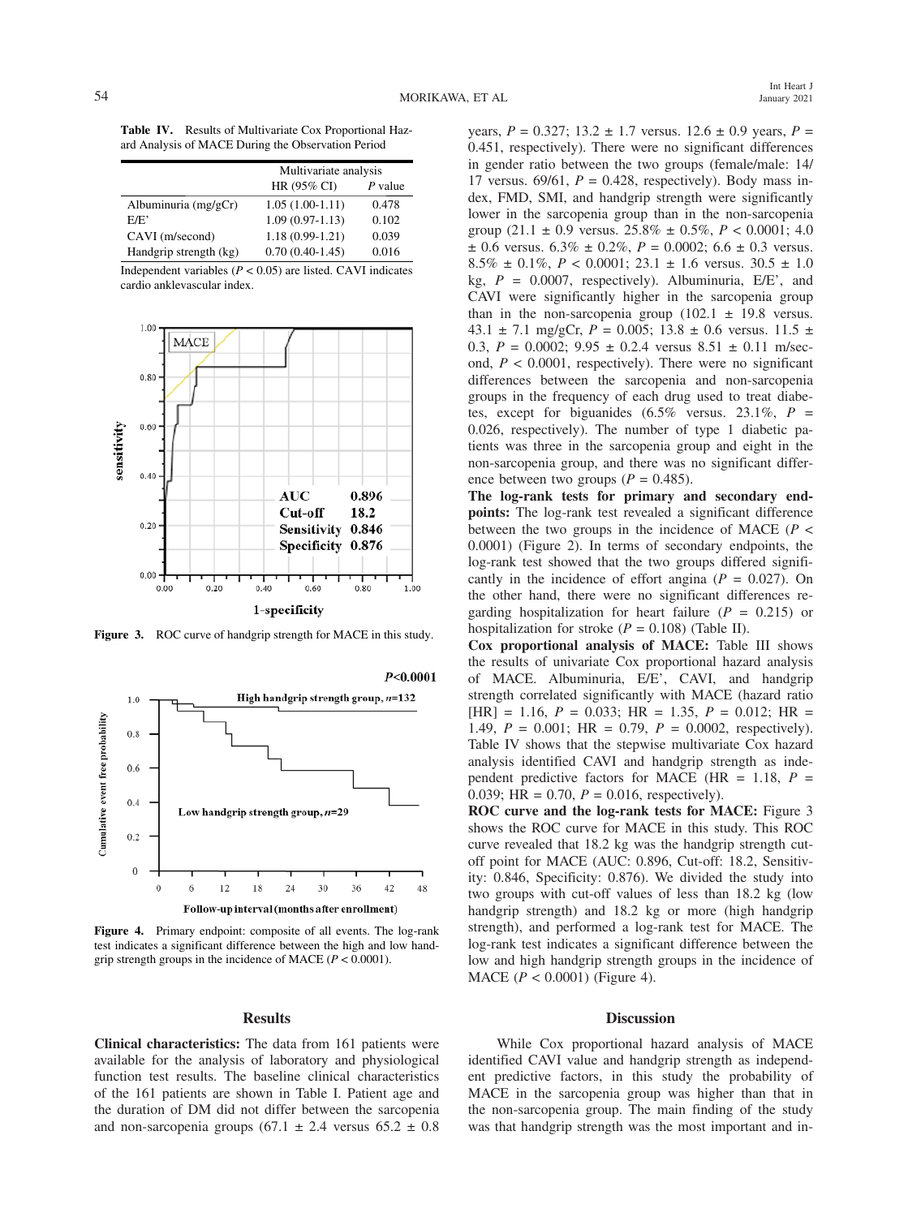**Table IV.** Results of Multivariate Cox Proportional Hazard Analysis of MACE During the Observation Period

| | Multivariate analysis | |
|---|---|---|
| | HR (95% CI) | *P* value |
| Albuminuria (mg/gCr) | 1.05 (1.00-1.11) | 0.478 |
| E/E' | 1.09 (0.97-1.13) | 0.102 |
| CAVI (m/second) | 1.18 (0.99-1.21) | 0.039 |
| Handgrip strength (kg) | 0.70 (0.40-1.45) | 0.016 |

Independent variables ($P < 0.05$) are listed. CAVI indicates cardio anklevascular index.

**Figure 3.** ROC curve of handgrip strength for MACE in this study.

**Figure 4.** Primary endpoint: composite of all events. The log-rank test indicates a significant difference between the high and low handgrip strength groups in the incidence of MACE ($P < 0.0001$).

## Results

**Clinical characteristics:** The data from 161 patients were available for the analysis of laboratory and physiological function test results. The baseline clinical characteristics of the 161 patients are shown in Table I. Patient age and the duration of DM did not differ between the sarcopenia and non-sarcopenia groups (67.1 ± 2.4 versus 65.2 ± 0.8 years, $P = 0.327$; 13.2 ± 1.7 versus. 12.6 ± 0.9 years, $P = 0.451$, respectively). There were no significant differences in gender ratio between the two groups (female/male: 14/17 versus. 69/61, $P = 0.428$, respectively). Body mass index, FMD, SMI, and handgrip strength were significantly lower in the sarcopenia group than in the non-sarcopenia group (21.1 ± 0.9 versus. 25.8% ± 0.5%, $P < 0.0001$; 4.0 ± 0.6 versus. 6.3% ± 0.2%, $P = 0.0002$; 6.6 ± 0.3 versus. 8.5% ± 0.1%, $P < 0.0001$; 23.1 ± 1.6 versus. 30.5 ± 1.0 kg, $P = 0.0007$, respectively). Albuminuria, E/E', and CAVI were significantly higher in the sarcopenia group than in the non-sarcopenia group (102.1 ± 19.8 versus. 43.1 ± 7.1 mg/gCr, $P = 0.005$; 13.8 ± 0.6 versus. 11.5 ± 0.3, $P = 0.0002$; 9.95 ± 0.2.4 versus 8.51 ± 0.11 m/second, $P < 0.0001$, respectively). There were no significant differences between the sarcopenia and non-sarcopenia groups in the frequency of each drug used to treat diabetes, except for biguanides (6.5% versus. 23.1%, $P = 0.026$, respectively). The number of type 1 diabetic patients was three in the sarcopenia group and eight in the non-sarcopenia group, and there was no significant difference between two groups ($P = 0.485$).

**The log-rank tests for primary and secondary endpoints:** The log-rank test revealed a significant difference between the two groups in the incidence of MACE ($P < 0.0001$) (Figure 2). In terms of secondary endpoints, the log-rank test showed that the two groups differed significantly in the incidence of effort angina ($P = 0.027$). On the other hand, there were no significant differences regarding hospitalization for heart failure ($P = 0.215$) or hospitalization for stroke ($P = 0.108$) (Table II).

**Cox proportional analysis of MACE:** Table III shows the results of univariate Cox proportional hazard analysis of MACE. Albuminuria, E/E', CAVI, and handgrip strength correlated significantly with MACE (hazard ratio [HR] = 1.16, $P = 0.033$; HR = 1.35, $P = 0.012$; HR = 1.49, $P = 0.001$; HR = 0.79, $P = 0.0002$, respectively). Table IV shows that the stepwise multivariate Cox hazard analysis identified CAVI and handgrip strength as independent predictive factors for MACE (HR = 1.18, $P = 0.039$; HR = 0.70, $P = 0.016$, respectively).

**ROC curve and the log-rank tests for MACE:** Figure 3 shows the ROC curve for MACE in this study. This ROC curve revealed that 18.2 kg was the handgrip strength cutoff point for MACE (AUC: 0.896, Cut-off: 18.2, Sensitivity: 0.846, Specificity: 0.876). We divided the study into two groups with cut-off values of less than 18.2 kg (low handgrip strength) and 18.2 kg or more (high handgrip strength), and performed a log-rank test for MACE. The log-rank test indicates a significant difference between the low and high handgrip strength groups in the incidence of MACE ($P < 0.0001$) (Figure 4).

## Discussion

While Cox proportional hazard analysis of MACE identified CAVI value and handgrip strength as independent predictive factors, in this study the probability of MACE in the sarcopenia group was higher than that in the non-sarcopenia group. The main finding of the study was that handgrip strength was the most important and in-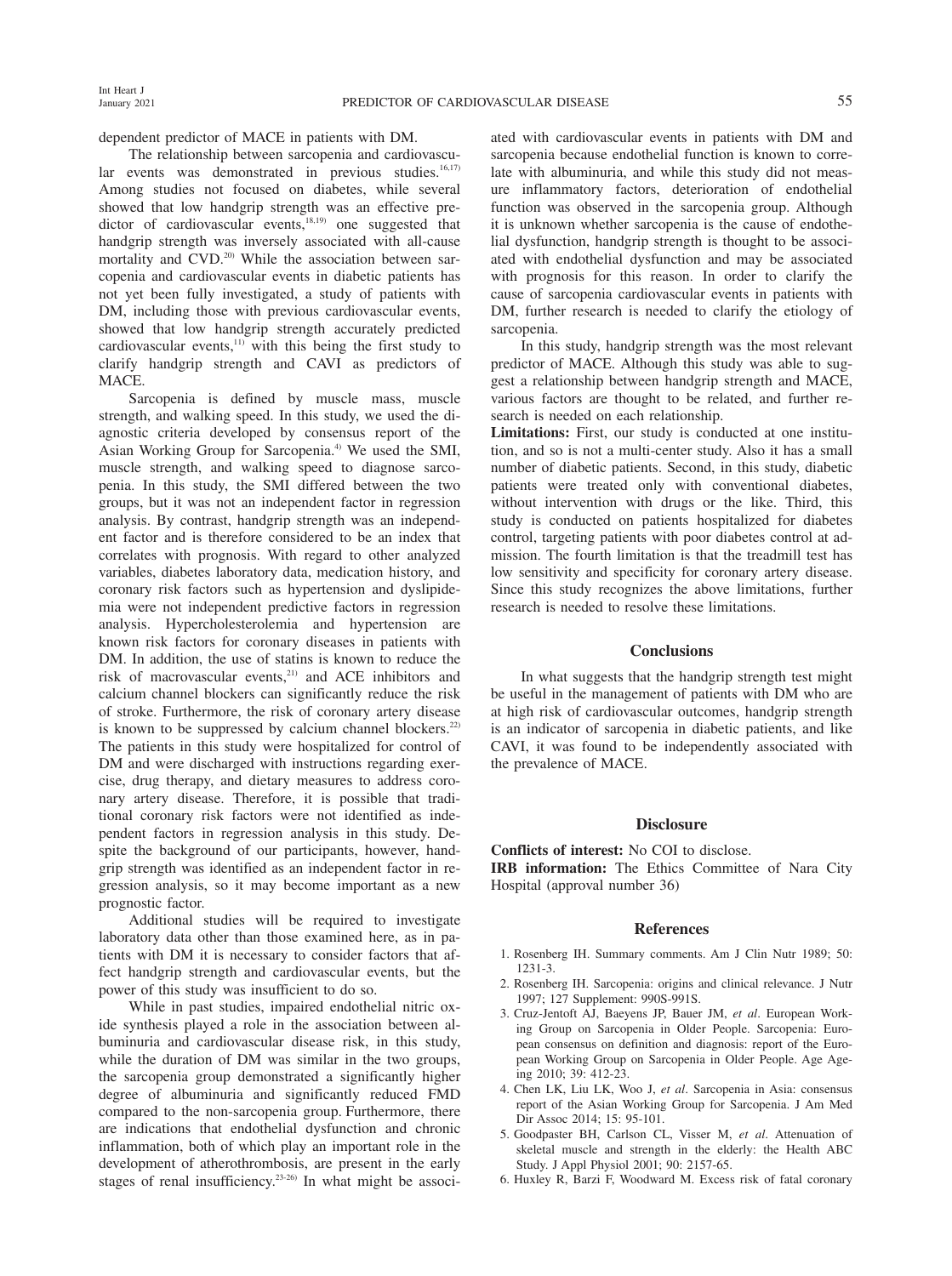dependent predictor of MACE in patients with DM.

The relationship between sarcopenia and cardiovascular events was demonstrated in previous studies.[16,17] Among studies not focused on diabetes, while several showed that low handgrip strength was an effective predictor of cardiovascular events,[18,19] one suggested that handgrip strength was inversely associated with all-cause mortality and CVD.[20] While the association between sarcopenia and cardiovascular events in diabetic patients has not yet been fully investigated, a study of patients with DM, including those with previous cardiovascular events, showed that low handgrip strength accurately predicted cardiovascular events,[11] with this being the first study to clarify handgrip strength and CAVI as predictors of MACE.

Sarcopenia is defined by muscle mass, muscle strength, and walking speed. In this study, we used the diagnostic criteria developed by consensus report of the Asian Working Group for Sarcopenia.[4] We used the SMI, muscle strength, and walking speed to diagnose sarcopenia. In this study, the SMI differed between the two groups, but it was not an independent factor in regression analysis. By contrast, handgrip strength was an independent factor and is therefore considered to be an index that correlates with prognosis. With regard to other analyzed variables, diabetes laboratory data, medication history, and coronary risk factors such as hypertension and dyslipidemia were not independent predictive factors in regression analysis. Hypercholesterolemia and hypertension are known risk factors for coronary diseases in patients with DM. In addition, the use of statins is known to reduce the risk of macrovascular events,[21] and ACE inhibitors and calcium channel blockers can significantly reduce the risk of stroke. Furthermore, the risk of coronary artery disease is known to be suppressed by calcium channel blockers.[22] The patients in this study were hospitalized for control of DM and were discharged with instructions regarding exercise, drug therapy, and dietary measures to address coronary artery disease. Therefore, it is possible that traditional coronary risk factors were not identified as independent factors in regression analysis in this study. Despite the background of our participants, however, handgrip strength was identified as an independent factor in regression analysis, so it may become important as a new prognostic factor.

Additional studies will be required to investigate laboratory data other than those examined here, as in patients with DM it is necessary to consider factors that affect handgrip strength and cardiovascular events, but the power of this study was insufficient to do so.

While in past studies, impaired endothelial nitric oxide synthesis played a role in the association between albuminuria and cardiovascular disease risk, in this study, while the duration of DM was similar in the two groups, the sarcopenia group demonstrated a significantly higher degree of albuminuria and significantly reduced FMD compared to the non-sarcopenia group. Furthermore, there are indications that endothelial dysfunction and chronic inflammation, both of which play an important role in the development of atherothrombosis, are present in the early stages of renal insufficiency.[23-26] In what might be associated with cardiovascular events in patients with DM and sarcopenia because endothelial function is known to correlate with albuminuria, and while this study did not measure inflammatory factors, deterioration of endothelial function was observed in the sarcopenia group. Although it is unknown whether sarcopenia is the cause of endothelial dysfunction, handgrip strength is thought to be associated with endothelial dysfunction and may be associated with prognosis for this reason. In order to clarify the cause of sarcopenia cardiovascular events in patients with DM, further research is needed to clarify the etiology of sarcopenia.

In this study, handgrip strength was the most relevant predictor of MACE. Although this study was able to suggest a relationship between handgrip strength and MACE, various factors are thought to be related, and further research is needed on each relationship.

**Limitations:** First, our study is conducted at one institution, and so is not a multi-center study. Also it has a small number of diabetic patients. Second, in this study, diabetic patients were treated only with conventional diabetes, without intervention with drugs or the like. Third, this study is conducted on patients hospitalized for diabetes control, targeting patients with poor diabetes control at admission. The fourth limitation is that the treadmill test has low sensitivity and specificity for coronary artery disease. Since this study recognizes the above limitations, further research is needed to resolve these limitations.

## Conclusions

In what suggests that the handgrip strength test might be useful in the management of patients with DM who are at high risk of cardiovascular outcomes, handgrip strength is an indicator of sarcopenia in diabetic patients, and like CAVI, it was found to be independently associated with the prevalence of MACE.

## Disclosure

**Conflicts of interest:** No COI to disclose.

**IRB information:** The Ethics Committee of Nara City Hospital (approval number 36)

## References

1. Rosenberg IH. Summary comments. Am J Clin Nutr 1989; 50: 1231-3.
2. Rosenberg IH. Sarcopenia: origins and clinical relevance. J Nutr 1997; 127 Supplement: 990S-991S.
3. Cruz-Jentoft AJ, Baeyens JP, Bauer JM, *et al*. European Working Group on Sarcopenia in Older People. Sarcopenia: European consensus on definition and diagnosis: report of the European Working Group on Sarcopenia in Older People. Age Ageing 2010; 39: 412-23.
4. Chen LK, Liu LK, Woo J, *et al*. Sarcopenia in Asia: consensus report of the Asian Working Group for Sarcopenia. J Am Med Dir Assoc 2014; 15: 95-101.
5. Goodpaster BH, Carlson CL, Visser M, *et al*. Attenuation of skeletal muscle and strength in the elderly: the Health ABC Study. J Appl Physiol 2001; 90: 2157-65.
6. Huxley R, Barzi F, Woodward M. Excess risk of fatal coronary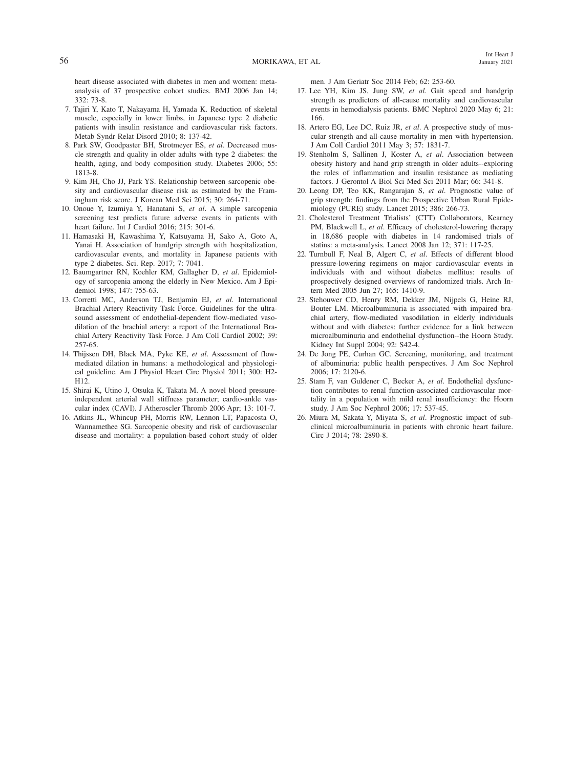heart disease associated with diabetes in men and women: meta-analysis of 37 prospective cohort studies. BMJ 2006 Jan 14; 332: 73-8.

7. Tajiri Y, Kato T, Nakayama H, Yamada K. Reduction of skeletal muscle, especially in lower limbs, in Japanese type 2 diabetic patients with insulin resistance and cardiovascular risk factors. Metab Syndr Relat Disord 2010; 8: 137-42.
8. Park SW, Goodpaster BH, Strotmeyer ES, *et al*. Decreased muscle strength and quality in older adults with type 2 diabetes: the health, aging, and body composition study. Diabetes 2006; 55: 1813-8.
9. Kim JH, Cho JJ, Park YS. Relationship between sarcopenic obesity and cardiovascular disease risk as estimated by the Framingham risk score. J Korean Med Sci 2015; 30: 264-71.
10. Onoue Y, Izumiya Y, Hanatani S, *et al*. A simple sarcopenia screening test predicts future adverse events in patients with heart failure. Int J Cardiol 2016; 215: 301-6.
11. Hamasaki H, Kawashima Y, Katsuyama H, Sako A, Goto A, Yanai H. Association of handgrip strength with hospitalization, cardiovascular events, and mortality in Japanese patients with type 2 diabetes. Sci. Rep. 2017; 7: 7041.
12. Baumgartner RN, Koehler KM, Gallagher D, *et al*. Epidemiology of sarcopenia among the elderly in New Mexico. Am J Epidemiol 1998; 147: 755-63.
13. Corretti MC, Anderson TJ, Benjamin EJ, *et al*. International Brachial Artery Reactivity Task Force. Guidelines for the ultrasound assessment of endothelial-dependent flow-mediated vasodilation of the brachial artery: a report of the International Brachial Artery Reactivity Task Force. J Am Coll Cardiol 2002; 39: 257-65.
14. Thijssen DH, Black MA, Pyke KE, *et al*. Assessment of flow-mediated dilation in humans: a methodological and physiological guideline. Am J Physiol Heart Circ Physiol 2011; 300: H2-H12.
15. Shirai K, Utino J, Otsuka K, Takata M. A novel blood pressure-independent arterial wall stiffness parameter; cardio-ankle vascular index (CAVI). J Atheroscler Thromb 2006 Apr; 13: 101-7.
16. Atkins JL, Whincup PH, Morris RW, Lennon LT, Papacosta O, Wannamethee SG. Sarcopenic obesity and risk of cardiovascular disease and mortality: a population-based cohort study of older men. J Am Geriatr Soc 2014 Feb; 62: 253-60.
17. Lee YH, Kim JS, Jung SW, *et al*. Gait speed and handgrip strength as predictors of all-cause mortality and cardiovascular events in hemodialysis patients. BMC Nephrol 2020 May 6; 21: 166.
18. Artero EG, Lee DC, Ruiz JR, *et al*. A prospective study of muscular strength and all-cause mortality in men with hypertension. J Am Coll Cardiol 2011 May 3; 57: 1831-7.
19. Stenholm S, Sallinen J, Koster A, *et al*. Association between obesity history and hand grip strength in older adults--exploring the roles of inflammation and insulin resistance as mediating factors. J Gerontol A Biol Sci Med Sci 2011 Mar; 66: 341-8.
20. Leong DP, Teo KK, Rangarajan S, *et al*. Prognostic value of grip strength: findings from the Prospective Urban Rural Epidemiology (PURE) study. Lancet 2015; 386: 266-73.
21. Cholesterol Treatment Trialists' (CTT) Collaborators, Kearney PM, Blackwell L, *et al*. Efficacy of cholesterol-lowering therapy in 18,686 people with diabetes in 14 randomised trials of statins: a meta-analysis. Lancet 2008 Jan 12; 371: 117-25.
22. Turnbull F, Neal B, Algert C, *et al*. Effects of different blood pressure-lowering regimens on major cardiovascular events in individuals with and without diabetes mellitus: results of prospectively designed overviews of randomized trials. Arch Intern Med 2005 Jun 27; 165: 1410-9.
23. Stehouwer CD, Henry RM, Dekker JM, Nijpels G, Heine RJ, Bouter LM. Microalbuminuria is associated with impaired brachial artery, flow-mediated vasodilation in elderly individuals without and with diabetes: further evidence for a link between microalbuminuria and endothelial dysfunction--the Hoorn Study. Kidney Int Suppl 2004; 92: S42-4.
24. De Jong PE, Curhan GC. Screening, monitoring, and treatment of albuminuria: public health perspectives. J Am Soc Nephrol 2006; 17: 2120-6.
25. Stam F, van Guldener C, Becker A, *et al*. Endothelial dysfunction contributes to renal function-associated cardiovascular mortality in a population with mild renal insufficiency: the Hoorn study. J Am Soc Nephrol 2006; 17: 537-45.
26. Miura M, Sakata Y, Miyata S, *et al*. Prognostic impact of subclinical microalbuminuria in patients with chronic heart failure. Circ J 2014; 78: 2890-8.